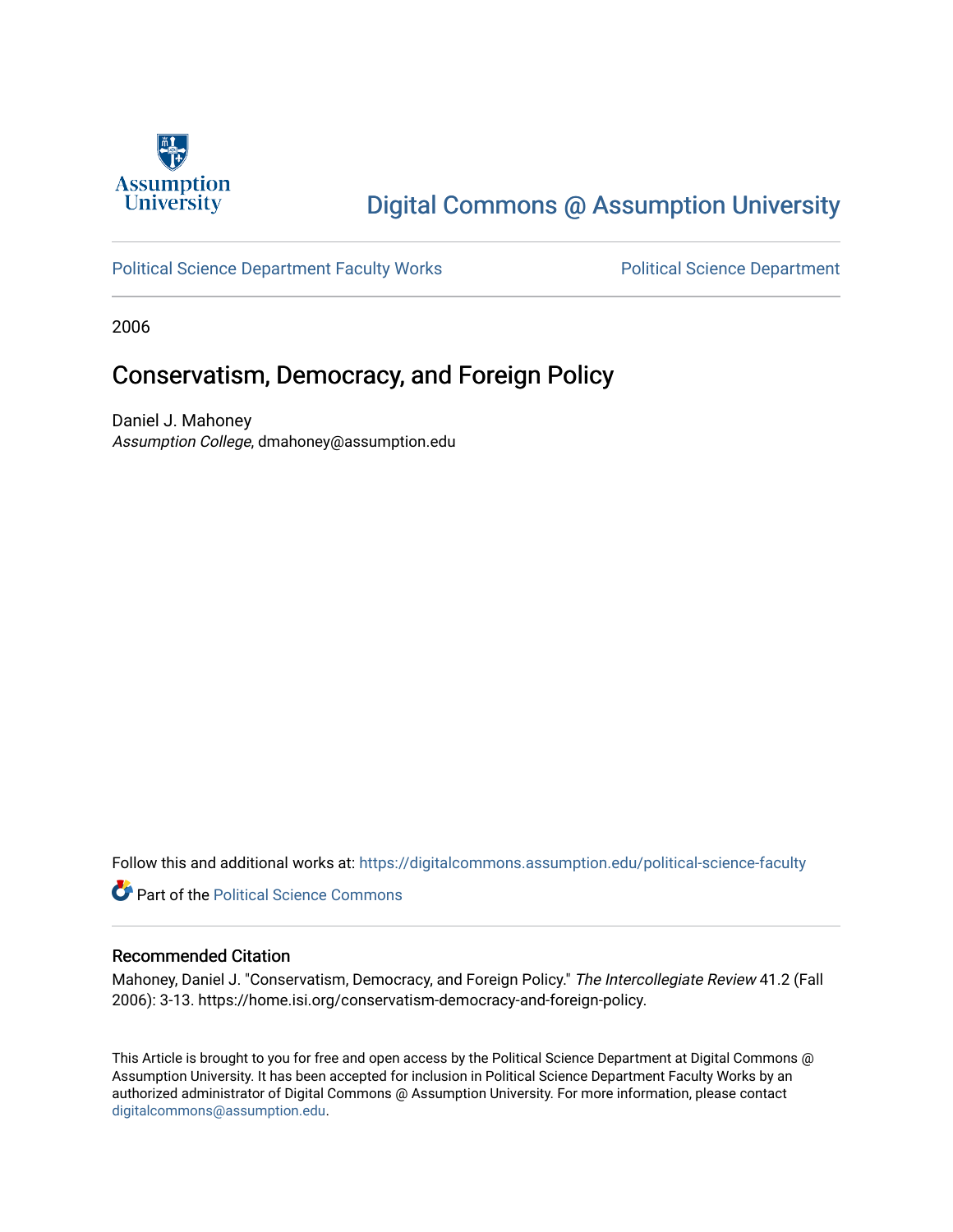Digital Commons @ Assumption University

Political Science Department Faculty Works

Political Science Department

2006

# Conservatism, Democracy, and Foreign Policy

Daniel J. Mahoney
*Assumption College*, dmahoney@assumption.edu

Follow this and additional works at: https://digitalcommons.assumption.edu/political-science-faculty

Part of the Political Science Commons

## Recommended Citation

Mahoney, Daniel J. "Conservatism, Democracy, and Foreign Policy." *The Intercollegiate Review* 41.2 (Fall 2006): 3-13. https://home.isi.org/conservatism-democracy-and-foreign-policy.

This Article is brought to you for free and open access by the Political Science Department at Digital Commons @ Assumption University. It has been accepted for inclusion in Political Science Department Faculty Works by an authorized administrator of Digital Commons @ Assumption University. For more information, please contact digitalcommons@assumption.edu.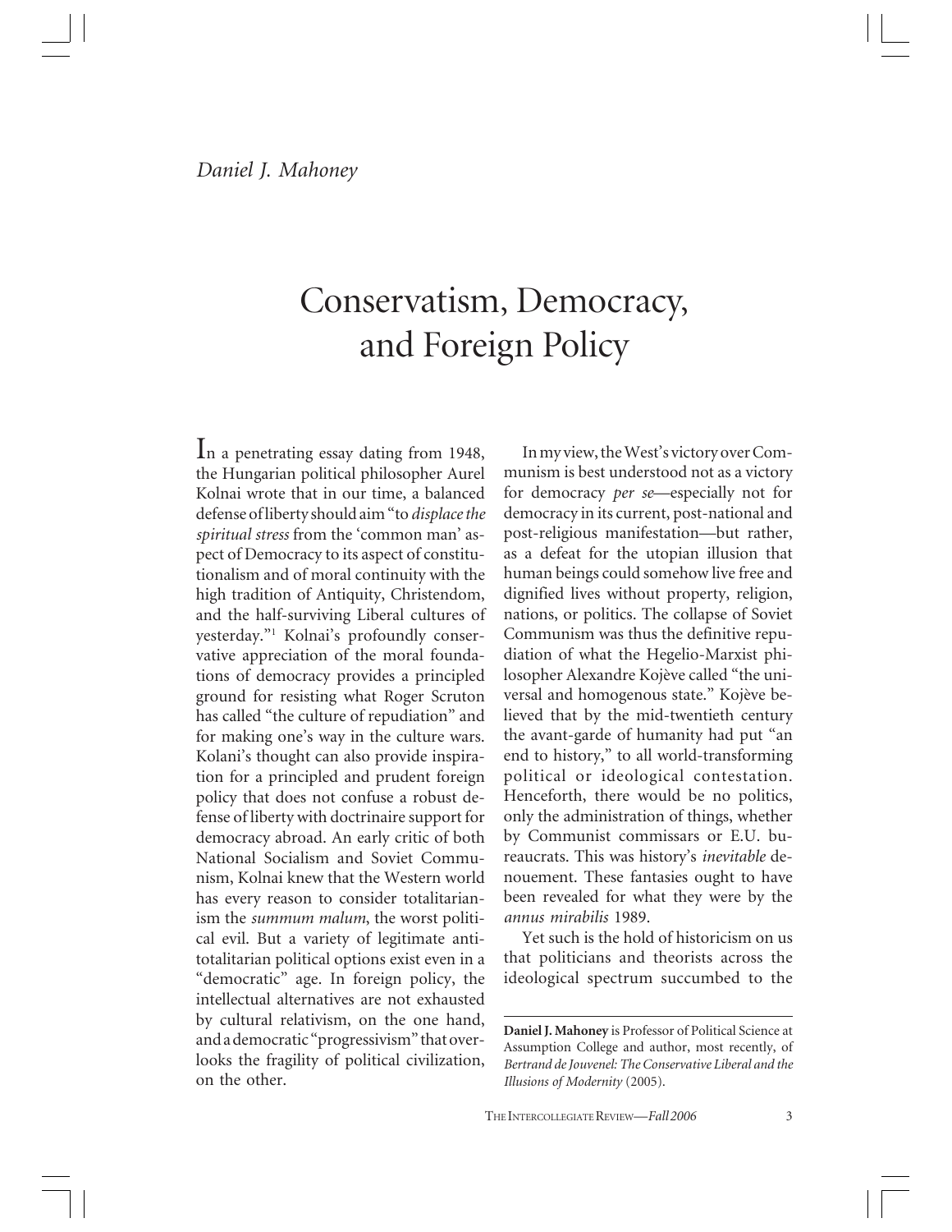*Daniel J. Mahoney*

# Conservatism, Democracy, and Foreign Policy

In a penetrating essay dating from 1948, the Hungarian political philosopher Aurel Kolnai wrote that in our time, a balanced defense of liberty should aim "to *displace the spiritual stress* from the 'common man' aspect of Democracy to its aspect of constitutionalism and of moral continuity with the high tradition of Antiquity, Christendom, and the half-surviving Liberal cultures of yesterday."[1] Kolnai's profoundly conservative appreciation of the moral foundations of democracy provides a principled ground for resisting what Roger Scruton has called "the culture of repudiation" and for making one's way in the culture wars. Kolani's thought can also provide inspiration for a principled and prudent foreign policy that does not confuse a robust defense of liberty with doctrinaire support for democracy abroad. An early critic of both National Socialism and Soviet Communism, Kolnai knew that the Western world has every reason to consider totalitarianism the *summum malum*, the worst political evil. But a variety of legitimate anti-totalitarian political options exist even in a "democratic" age. In foreign policy, the intellectual alternatives are not exhausted by cultural relativism, on the one hand, and a democratic "progressivism" that overlooks the fragility of political civilization, on the other.

In my view, the West's victory over Communism is best understood not as a victory for democracy *per se*—especially not for democracy in its current, post-national and post-religious manifestation—but rather, as a defeat for the utopian illusion that human beings could somehow live free and dignified lives without property, religion, nations, or politics. The collapse of Soviet Communism was thus the definitive repudiation of what the Hegelio-Marxist philosopher Alexandre Kojève called "the universal and homogenous state." Kojève believed that by the mid-twentieth century the avant-garde of humanity had put "an end to history," to all world-transforming political or ideological contestation. Henceforth, there would be no politics, only the administration of things, whether by Communist commissars or E.U. bureaucrats. This was history's *inevitable* denouement. These fantasies ought to have been revealed for what they were by the *annus mirabilis* 1989.

Yet such is the hold of historicism on us that politicians and theorists across the ideological spectrum succumbed to the

---

**Daniel J. Mahoney** is Professor of Political Science at Assumption College and author, most recently, of *Bertrand de Jouvenel: The Conservative Liberal and the Illusions of Modernity* (2005).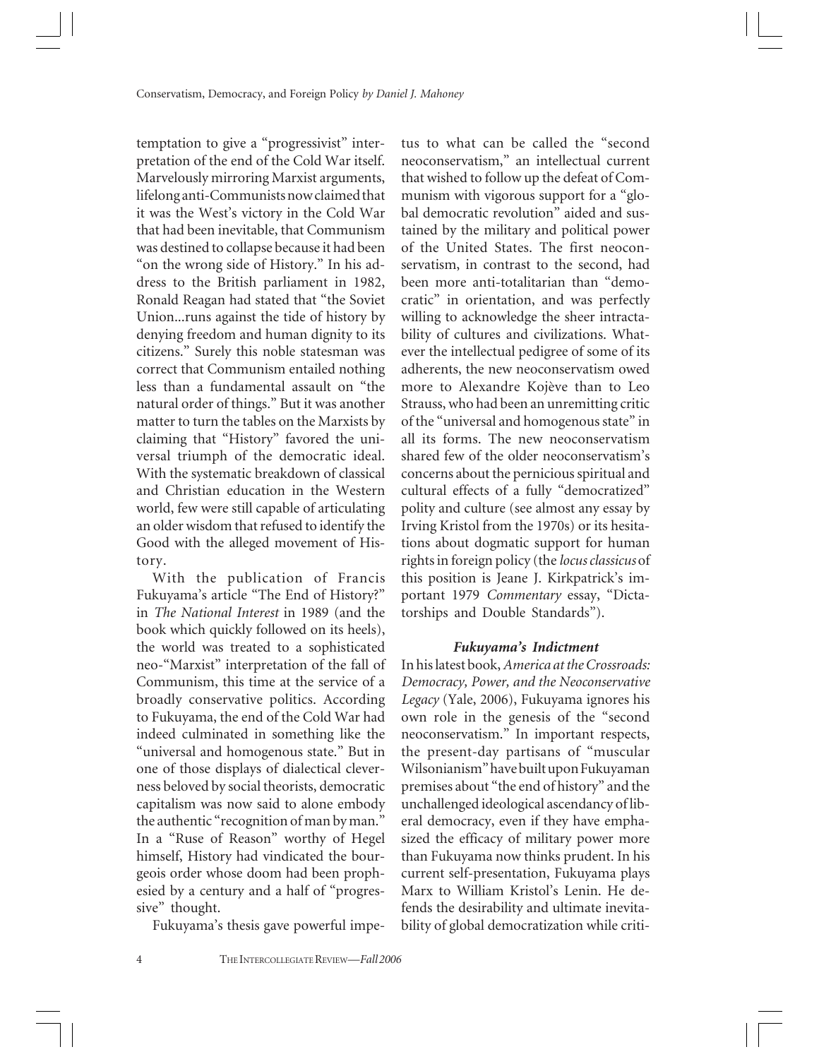temptation to give a "progressivist" interpretation of the end of the Cold War itself. Marvelously mirroring Marxist arguments, lifelong anti-Communists now claimed that it was the West's victory in the Cold War that had been inevitable, that Communism was destined to collapse because it had been "on the wrong side of History." In his address to the British parliament in 1982, Ronald Reagan had stated that "the Soviet Union...runs against the tide of history by denying freedom and human dignity to its citizens." Surely this noble statesman was correct that Communism entailed nothing less than a fundamental assault on "the natural order of things." But it was another matter to turn the tables on the Marxists by claiming that "History" favored the universal triumph of the democratic ideal. With the systematic breakdown of classical and Christian education in the Western world, few were still capable of articulating an older wisdom that refused to identify the Good with the alleged movement of History.

With the publication of Francis Fukuyama's article "The End of History?" in *The National Interest* in 1989 (and the book which quickly followed on its heels), the world was treated to a sophisticated neo-"Marxist" interpretation of the fall of Communism, this time at the service of a broadly conservative politics. According to Fukuyama, the end of the Cold War had indeed culminated in something like the "universal and homogenous state." But in one of those displays of dialectical cleverness beloved by social theorists, democratic capitalism was now said to alone embody the authentic "recognition of man by man." In a "Ruse of Reason" worthy of Hegel himself, History had vindicated the bourgeois order whose doom had been prophesied by a century and a half of "progressive" thought.

Fukuyama's thesis gave powerful impetus to what can be called the "second neoconservatism," an intellectual current that wished to follow up the defeat of Communism with vigorous support for a "global democratic revolution" aided and sustained by the military and political power of the United States. The first neoconservatism, in contrast to the second, had been more anti-totalitarian than "democratic" in orientation, and was perfectly willing to acknowledge the sheer intractability of cultures and civilizations. Whatever the intellectual pedigree of some of its adherents, the new neoconservatism owed more to Alexandre Kojève than to Leo Strauss, who had been an unremitting critic of the "universal and homogenous state" in all its forms. The new neoconservatism shared few of the older neoconservatism's concerns about the pernicious spiritual and cultural effects of a fully "democratized" polity and culture (see almost any essay by Irving Kristol from the 1970s) or its hesitations about dogmatic support for human rights in foreign policy (the *locus classicus* of this position is Jeane J. Kirkpatrick's important 1979 *Commentary* essay, "Dictatorships and Double Standards").

### *Fukuyama's Indictment*

In his latest book, *America at the Crossroads: Democracy, Power, and the Neoconservative Legacy* (Yale, 2006), Fukuyama ignores his own role in the genesis of the "second neoconservatism." In important respects, the present-day partisans of "muscular Wilsonianism" have built upon Fukuyaman premises about "the end of history" and the unchallenged ideological ascendancy of liberal democracy, even if they have emphasized the efficacy of military power more than Fukuyama now thinks prudent. In his current self-presentation, Fukuyama plays Marx to William Kristol's Lenin. He defends the desirability and ultimate inevitability of global democratization while criti-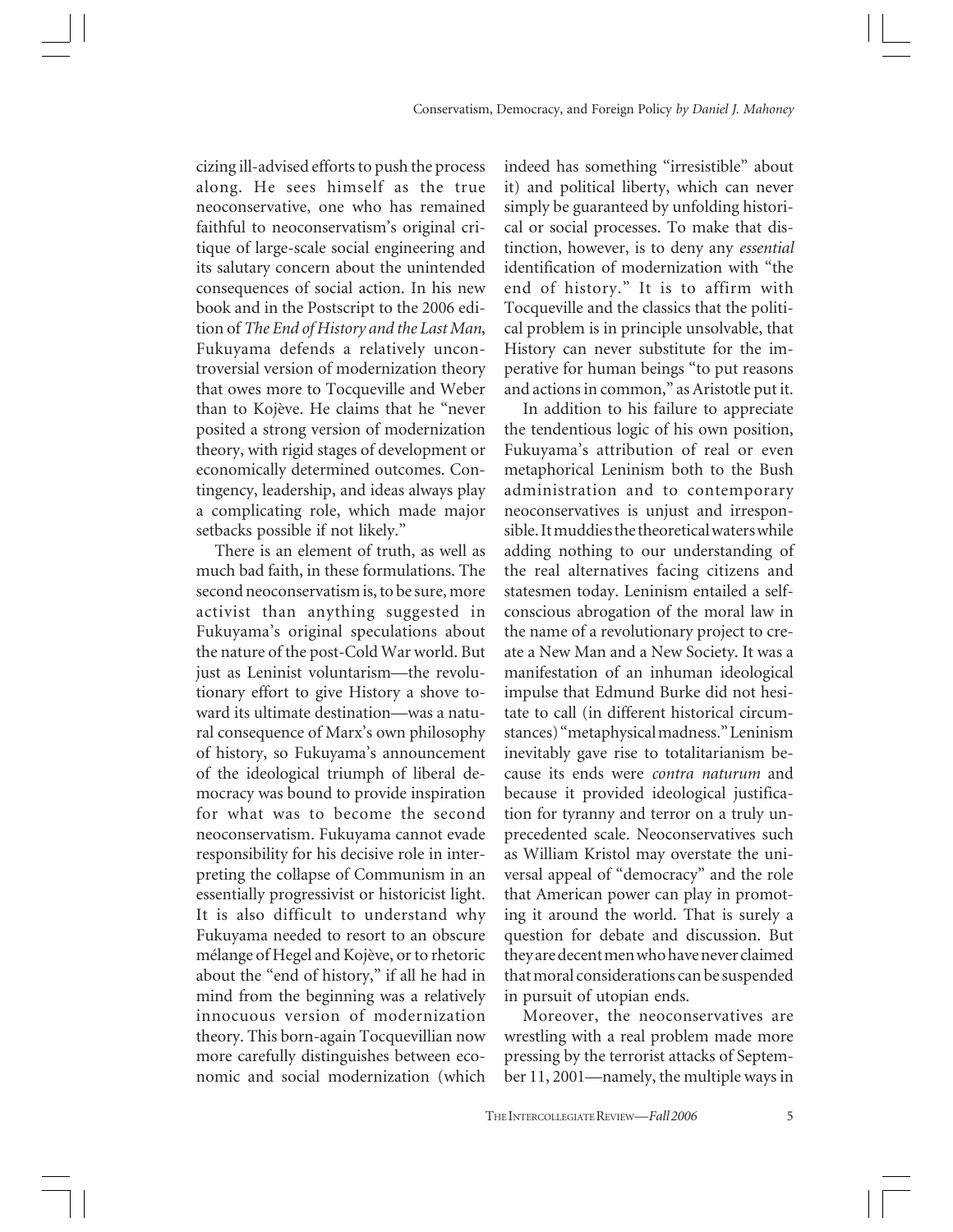cizing ill-advised efforts to push the process along. He sees himself as the true neoconservative, one who has remained faithful to neoconservatism's original critique of large-scale social engineering and its salutary concern about the unintended consequences of social action. In his new book and in the Postscript to the 2006 edition of *The End of History and the Last Man*, Fukuyama defends a relatively uncontroversial version of modernization theory that owes more to Tocqueville and Weber than to Kojève. He claims that he "never posited a strong version of modernization theory, with rigid stages of development or economically determined outcomes. Contingency, leadership, and ideas always play a complicating role, which made major setbacks possible if not likely."

There is an element of truth, as well as much bad faith, in these formulations. The second neoconservatism is, to be sure, more activist than anything suggested in Fukuyama's original speculations about the nature of the post-Cold War world. But just as Leninist voluntarism—the revolutionary effort to give History a shove toward its ultimate destination—was a natural consequence of Marx's own philosophy of history, so Fukuyama's announcement of the ideological triumph of liberal democracy was bound to provide inspiration for what was to become the second neoconservatism. Fukuyama cannot evade responsibility for his decisive role in interpreting the collapse of Communism in an essentially progressivist or historicist light. It is also difficult to understand why Fukuyama needed to resort to an obscure mélange of Hegel and Kojève, or to rhetoric about the "end of history," if all he had in mind from the beginning was a relatively innocuous version of modernization theory. This born-again Tocquevillian now more carefully distinguishes between economic and social modernization (which indeed has something "irresistible" about it) and political liberty, which can never simply be guaranteed by unfolding historical or social processes. To make that distinction, however, is to deny any *essential* identification of modernization with "the end of history." It is to affirm with Tocqueville and the classics that the political problem is in principle unsolvable, that History can never substitute for the imperative for human beings "to put reasons and actions in common," as Aristotle put it.

In addition to his failure to appreciate the tendentious logic of his own position, Fukuyama's attribution of real or even metaphorical Leninism both to the Bush administration and to contemporary neoconservatives is unjust and irresponsible. It muddies the theoretical waters while adding nothing to our understanding of the real alternatives facing citizens and statesmen today. Leninism entailed a self-conscious abrogation of the moral law in the name of a revolutionary project to create a New Man and a New Society. It was a manifestation of an inhuman ideological impulse that Edmund Burke did not hesitate to call (in different historical circumstances) "metaphysical madness." Leninism inevitably gave rise to totalitarianism because its ends were *contra naturum* and because it provided ideological justification for tyranny and terror on a truly unprecedented scale. Neoconservatives such as William Kristol may overstate the universal appeal of "democracy" and the role that American power can play in promoting it around the world. That is surely a question for debate and discussion. But they are decent men who have never claimed that moral considerations can be suspended in pursuit of utopian ends.

Moreover, the neoconservatives are wrestling with a real problem made more pressing by the terrorist attacks of September 11, 2001—namely, the multiple ways in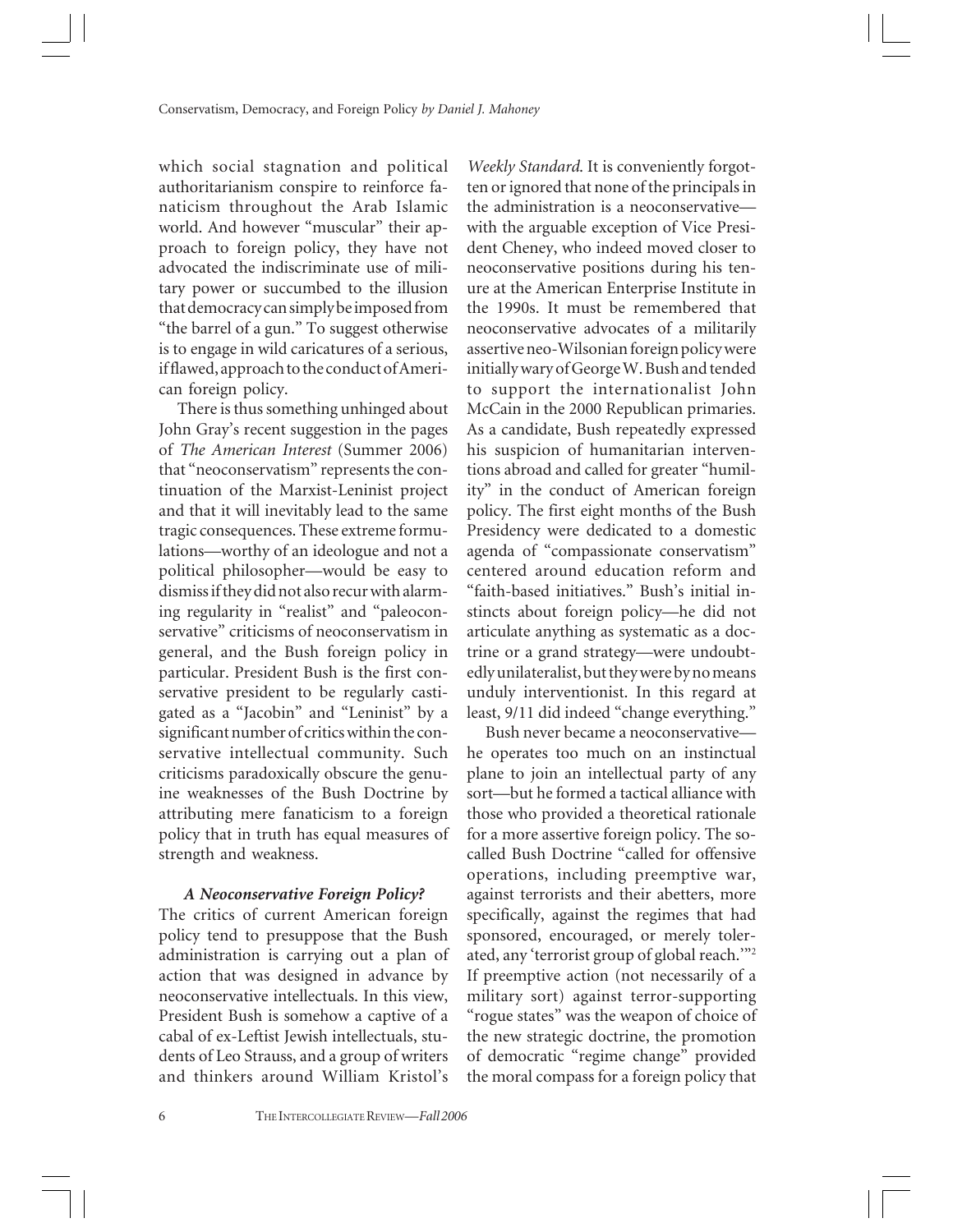which social stagnation and political authoritarianism conspire to reinforce fanaticism throughout the Arab Islamic world. And however "muscular" their approach to foreign policy, they have not advocated the indiscriminate use of military power or succumbed to the illusion that democracy can simply be imposed from "the barrel of a gun." To suggest otherwise is to engage in wild caricatures of a serious, if flawed, approach to the conduct of American foreign policy.

There is thus something unhinged about John Gray's recent suggestion in the pages of *The American Interest* (Summer 2006) that "neoconservatism" represents the continuation of the Marxist-Leninist project and that it will inevitably lead to the same tragic consequences. These extreme formulations—worthy of an ideologue and not a political philosopher—would be easy to dismiss if they did not also recur with alarming regularity in "realist" and "paleoconservative" criticisms of neoconservatism in general, and the Bush foreign policy in particular. President Bush is the first conservative president to be regularly castigated as a "Jacobin" and "Leninist" by a significant number of critics within the conservative intellectual community. Such criticisms paradoxically obscure the genuine weaknesses of the Bush Doctrine by attributing mere fanaticism to a foreign policy that in truth has equal measures of strength and weakness.

### *A Neoconservative Foreign Policy?*

The critics of current American foreign policy tend to presuppose that the Bush administration is carrying out a plan of action that was designed in advance by neoconservative intellectuals. In this view, President Bush is somehow a captive of a cabal of ex-Leftist Jewish intellectuals, students of Leo Strauss, and a group of writers and thinkers around William Kristol's *Weekly Standard*. It is conveniently forgotten or ignored that none of the principals in the administration is a neoconservative—with the arguable exception of Vice President Cheney, who indeed moved closer to neoconservative positions during his tenure at the American Enterprise Institute in the 1990s. It must be remembered that neoconservative advocates of a militarily assertive neo-Wilsonian foreign policy were initially wary of George W. Bush and tended to support the internationalist John McCain in the 2000 Republican primaries. As a candidate, Bush repeatedly expressed his suspicion of humanitarian interventions abroad and called for greater "humility" in the conduct of American foreign policy. The first eight months of the Bush Presidency were dedicated to a domestic agenda of "compassionate conservatism" centered around education reform and "faith-based initiatives." Bush's initial instincts about foreign policy—he did not articulate anything as systematic as a doctrine or a grand strategy—were undoubtedly unilateralist, but they were by no means unduly interventionist. In this regard at least, 9/11 did indeed "change everything."

Bush never became a neoconservative—he operates too much on an instinctual plane to join an intellectual party of any sort—but he formed a tactical alliance with those who provided a theoretical rationale for a more assertive foreign policy. The so-called Bush Doctrine "called for offensive operations, including preemptive war, against terrorists and their abetters, more specifically, against the regimes that had sponsored, encouraged, or merely tolerated, any 'terrorist group of global reach.'"[2] If preemptive action (not necessarily of a military sort) against terror-supporting "rogue states" was the weapon of choice of the new strategic doctrine, the promotion of democratic "regime change" provided the moral compass for a foreign policy that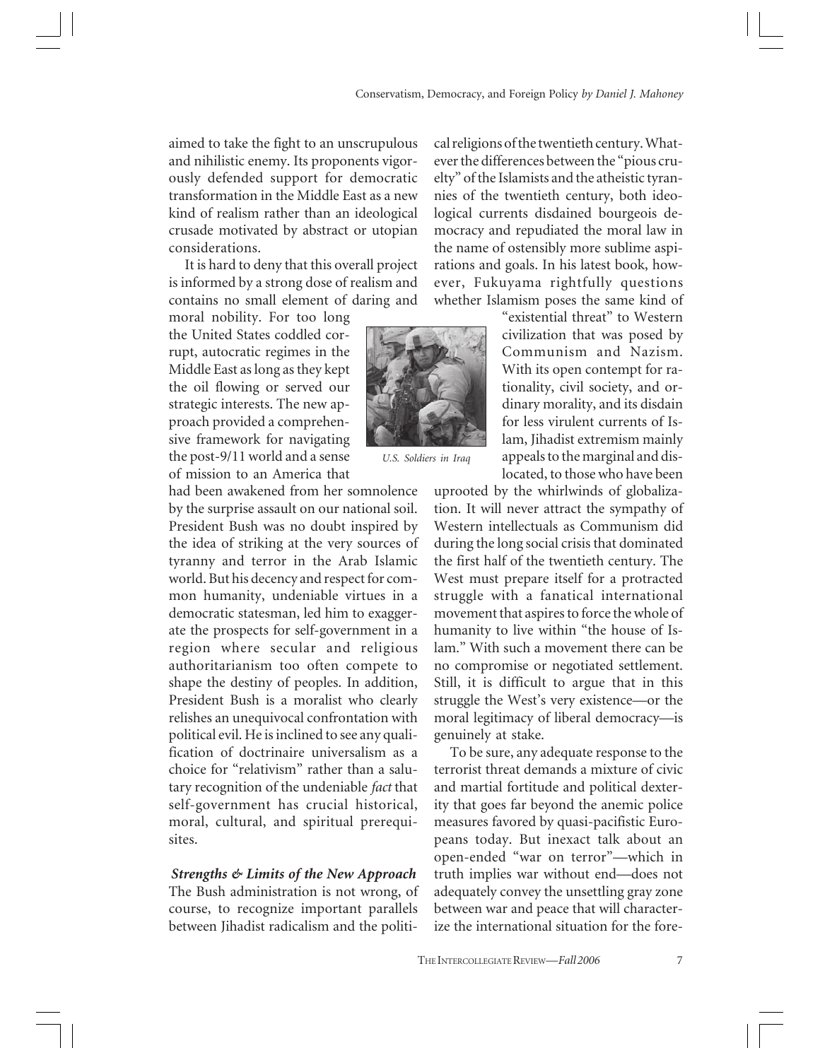aimed to take the fight to an unscrupulous and nihilistic enemy. Its proponents vigorously defended support for democratic transformation in the Middle East as a new kind of realism rather than an ideological crusade motivated by abstract or utopian considerations.

It is hard to deny that this overall project is informed by a strong dose of realism and contains no small element of daring and moral nobility. For too long the United States coddled corrupt, autocratic regimes in the Middle East as long as they kept the oil flowing or served our strategic interests. The new approach provided a comprehensive framework for navigating the post-9/11 world and a sense of mission to an America that had been awakened from her somnolence by the surprise assault on our national soil. President Bush was no doubt inspired by the idea of striking at the very sources of tyranny and terror in the Arab Islamic world. But his decency and respect for common humanity, undeniable virtues in a democratic statesman, led him to exaggerate the prospects for self-government in a region where secular and religious authoritarianism too often compete to shape the destiny of peoples. In addition, President Bush is a moralist who clearly relishes an unequivocal confrontation with political evil. He is inclined to see any qualification of doctrinaire universalism as a choice for "relativism" rather than a salutary recognition of the undeniable *fact* that self-government has crucial historical, moral, cultural, and spiritual prerequisites.

*U.S. Soldiers in Iraq*

### *Strengths & Limits of the New Approach*

The Bush administration is not wrong, of course, to recognize important parallels between Jihadist radicalism and the political religions of the twentieth century. Whatever the differences between the "pious cruelty" of the Islamists and the atheistic tyrannies of the twentieth century, both ideological currents disdained bourgeois democracy and repudiated the moral law in the name of ostensibly more sublime aspirations and goals. In his latest book, however, Fukuyama rightfully questions whether Islamism poses the same kind of "existential threat" to Western civilization that was posed by Communism and Nazism. With its open contempt for rationality, civil society, and ordinary morality, and its disdain for less virulent currents of Islam, Jihadist extremism mainly appeals to the marginal and dislocated, to those who have been uprooted by the whirlwinds of globalization. It will never attract the sympathy of Western intellectuals as Communism did during the long social crisis that dominated the first half of the twentieth century. The West must prepare itself for a protracted struggle with a fanatical international movement that aspires to force the whole of humanity to live within "the house of Islam." With such a movement there can be no compromise or negotiated settlement. Still, it is difficult to argue that in this struggle the West's very existence—or the moral legitimacy of liberal democracy—is genuinely at stake.

To be sure, any adequate response to the terrorist threat demands a mixture of civic and martial fortitude and political dexterity that goes far beyond the anemic police measures favored by quasi-pacifistic Europeans today. But inexact talk about an open-ended "war on terror"—which in truth implies war without end—does not adequately convey the unsettling gray zone between war and peace that will characterize the international situation for the fore-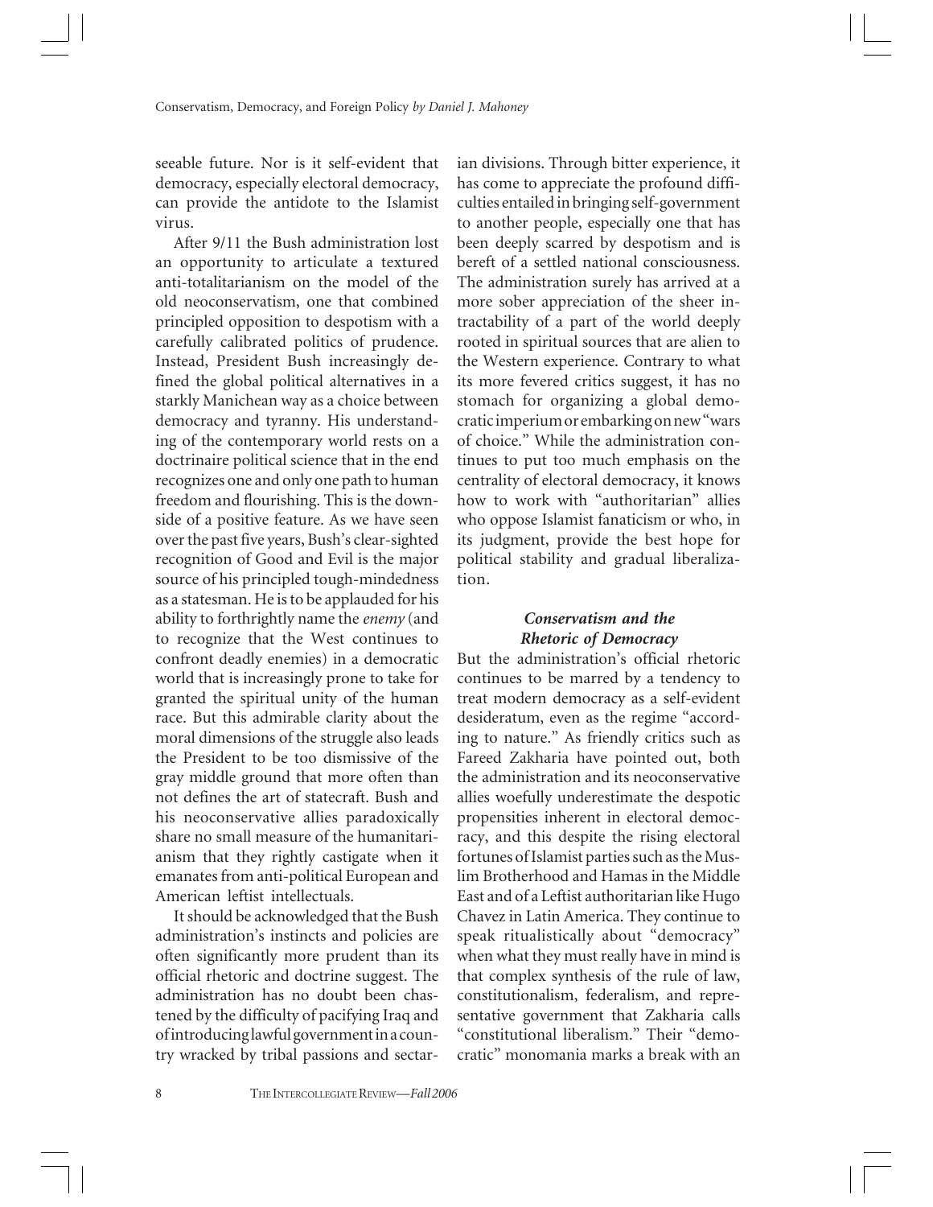seeable future. Nor is it self-evident that democracy, especially electoral democracy, can provide the antidote to the Islamist virus.

After 9/11 the Bush administration lost an opportunity to articulate a textured anti-totalitarianism on the model of the old neoconservatism, one that combined principled opposition to despotism with a carefully calibrated politics of prudence. Instead, President Bush increasingly defined the global political alternatives in a starkly Manichean way as a choice between democracy and tyranny. His understanding of the contemporary world rests on a doctrinaire political science that in the end recognizes one and only one path to human freedom and flourishing. This is the downside of a positive feature. As we have seen over the past five years, Bush's clear-sighted recognition of Good and Evil is the major source of his principled tough-mindedness as a statesman. He is to be applauded for his ability to forthrightly name the *enemy* (and to recognize that the West continues to confront deadly enemies) in a democratic world that is increasingly prone to take for granted the spiritual unity of the human race. But this admirable clarity about the moral dimensions of the struggle also leads the President to be too dismissive of the gray middle ground that more often than not defines the art of statecraft. Bush and his neoconservative allies paradoxically share no small measure of the humanitarianism that they rightly castigate when it emanates from anti-political European and American leftist intellectuals.

It should be acknowledged that the Bush administration's instincts and policies are often significantly more prudent than its official rhetoric and doctrine suggest. The administration has no doubt been chastened by the difficulty of pacifying Iraq and of introducing lawful government in a country wracked by tribal passions and sectarian divisions. Through bitter experience, it has come to appreciate the profound difficulties entailed in bringing self-government to another people, especially one that has been deeply scarred by despotism and is bereft of a settled national consciousness. The administration surely has arrived at a more sober appreciation of the sheer intractability of a part of the world deeply rooted in spiritual sources that are alien to the Western experience. Contrary to what its more fevered critics suggest, it has no stomach for organizing a global democratic imperium or embarking on new "wars of choice." While the administration continues to put too much emphasis on the centrality of electoral democracy, it knows how to work with "authoritarian" allies who oppose Islamist fanaticism or who, in its judgment, provide the best hope for political stability and gradual liberalization.

### *Conservatism and the Rhetoric of Democracy*

But the administration's official rhetoric continues to be marred by a tendency to treat modern democracy as a self-evident desideratum, even as the regime "according to nature." As friendly critics such as Fareed Zakharia have pointed out, both the administration and its neoconservative allies woefully underestimate the despotic propensities inherent in electoral democracy, and this despite the rising electoral fortunes of Islamist parties such as the Muslim Brotherhood and Hamas in the Middle East and of a Leftist authoritarian like Hugo Chavez in Latin America. They continue to speak ritualistically about "democracy" when what they must really have in mind is that complex synthesis of the rule of law, constitutionalism, federalism, and representative government that Zakharia calls "constitutional liberalism." Their "democratic" monomania marks a break with an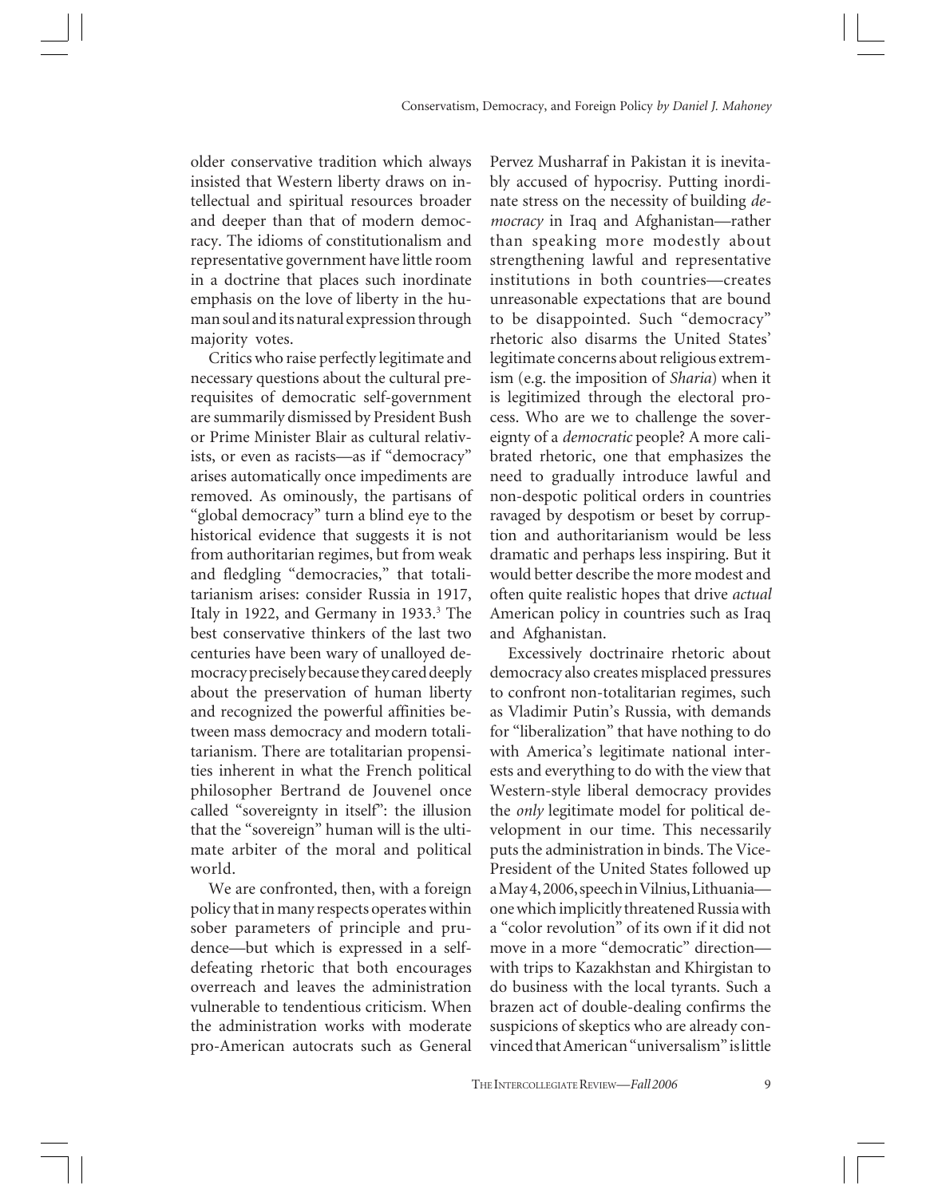older conservative tradition which always insisted that Western liberty draws on intellectual and spiritual resources broader and deeper than that of modern democracy. The idioms of constitutionalism and representative government have little room in a doctrine that places such inordinate emphasis on the love of liberty in the human soul and its natural expression through majority votes.

Critics who raise perfectly legitimate and necessary questions about the cultural prerequisites of democratic self-government are summarily dismissed by President Bush or Prime Minister Blair as cultural relativists, or even as racists—as if "democracy" arises automatically once impediments are removed. As ominously, the partisans of "global democracy" turn a blind eye to the historical evidence that suggests it is not from authoritarian regimes, but from weak and fledgling "democracies," that totalitarianism arises: consider Russia in 1917, Italy in 1922, and Germany in 1933.[3] The best conservative thinkers of the last two centuries have been wary of unalloyed democracy precisely because they cared deeply about the preservation of human liberty and recognized the powerful affinities between mass democracy and modern totalitarianism. There are totalitarian propensities inherent in what the French political philosopher Bertrand de Jouvenel once called "sovereignty in itself": the illusion that the "sovereign" human will is the ultimate arbiter of the moral and political world.

We are confronted, then, with a foreign policy that in many respects operates within sober parameters of principle and prudence—but which is expressed in a self-defeating rhetoric that both encourages overreach and leaves the administration vulnerable to tendentious criticism. When the administration works with moderate pro-American autocrats such as General Pervez Musharraf in Pakistan it is inevitably accused of hypocrisy. Putting inordinate stress on the necessity of building *democracy* in Iraq and Afghanistan—rather than speaking more modestly about strengthening lawful and representative institutions in both countries—creates unreasonable expectations that are bound to be disappointed. Such "democracy" rhetoric also disarms the United States' legitimate concerns about religious extremism (e.g. the imposition of *Sharia*) when it is legitimized through the electoral process. Who are we to challenge the sovereignty of a *democratic* people? A more calibrated rhetoric, one that emphasizes the need to gradually introduce lawful and non-despotic political orders in countries ravaged by despotism or beset by corruption and authoritarianism would be less dramatic and perhaps less inspiring. But it would better describe the more modest and often quite realistic hopes that drive *actual* American policy in countries such as Iraq and Afghanistan.

Excessively doctrinaire rhetoric about democracy also creates misplaced pressures to confront non-totalitarian regimes, such as Vladimir Putin's Russia, with demands for "liberalization" that have nothing to do with America's legitimate national interests and everything to do with the view that Western-style liberal democracy provides the *only* legitimate model for political development in our time. This necessarily puts the administration in binds. The Vice-President of the United States followed up a May 4, 2006, speech in Vilnius, Lithuania—one which implicitly threatened Russia with a "color revolution" of its own if it did not move in a more "democratic" direction—with trips to Kazakhstan and Khirgistan to do business with the local tyrants. Such a brazen act of double-dealing confirms the suspicions of skeptics who are already convinced that American "universalism" is little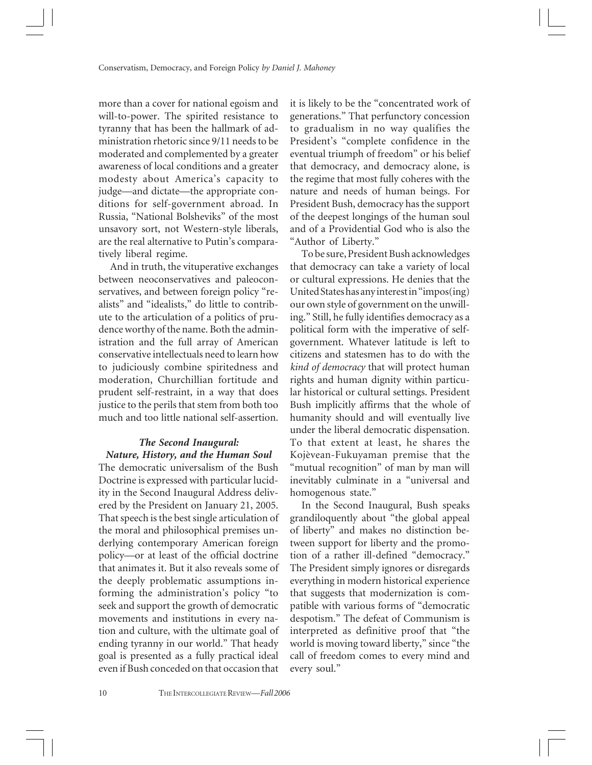more than a cover for national egoism and will-to-power. The spirited resistance to tyranny that has been the hallmark of administration rhetoric since 9/11 needs to be moderated and complemented by a greater awareness of local conditions and a greater modesty about America's capacity to judge—and dictate—the appropriate conditions for self-government abroad. In Russia, "National Bolsheviks" of the most unsavory sort, not Western-style liberals, are the real alternative to Putin's comparatively liberal regime.

And in truth, the vituperative exchanges between neoconservatives and paleoconservatives, and between foreign policy "realists" and "idealists," do little to contribute to the articulation of a politics of prudence worthy of the name. Both the administration and the full array of American conservative intellectuals need to learn how to judiciously combine spiritedness and moderation, Churchillian fortitude and prudent self-restraint, in a way that does justice to the perils that stem from both too much and too little national self-assertion.

### *The Second Inaugural: Nature, History, and the Human Soul*

The democratic universalism of the Bush Doctrine is expressed with particular lucidity in the Second Inaugural Address delivered by the President on January 21, 2005. That speech is the best single articulation of the moral and philosophical premises underlying contemporary American foreign policy—or at least of the official doctrine that animates it. But it also reveals some of the deeply problematic assumptions informing the administration's policy "to seek and support the growth of democratic movements and institutions in every nation and culture, with the ultimate goal of ending tyranny in our world." That heady goal is presented as a fully practical ideal even if Bush conceded on that occasion that it is likely to be the "concentrated work of generations." That perfunctory concession to gradualism in no way qualifies the President's "complete confidence in the eventual triumph of freedom" or his belief that democracy, and democracy alone, is the regime that most fully coheres with the nature and needs of human beings. For President Bush, democracy has the support of the deepest longings of the human soul and of a Providential God who is also the "Author of Liberty."

To be sure, President Bush acknowledges that democracy can take a variety of local or cultural expressions. He denies that the United States has any interest in "impos(ing) our own style of government on the unwilling." Still, he fully identifies democracy as a political form with the imperative of self-government. Whatever latitude is left to citizens and statesmen has to do with the *kind of democracy* that will protect human rights and human dignity within particular historical or cultural settings. President Bush implicitly affirms that the whole of humanity should and will eventually live under the liberal democratic dispensation. To that extent at least, he shares the Kojèvean-Fukuyaman premise that the "mutual recognition" of man by man will inevitably culminate in a "universal and homogenous state."

In the Second Inaugural, Bush speaks grandiloquently about "the global appeal of liberty" and makes no distinction between support for liberty and the promotion of a rather ill-defined "democracy." The President simply ignores or disregards everything in modern historical experience that suggests that modernization is compatible with various forms of "democratic despotism." The defeat of Communism is interpreted as definitive proof that "the world is moving toward liberty," since "the call of freedom comes to every mind and every soul."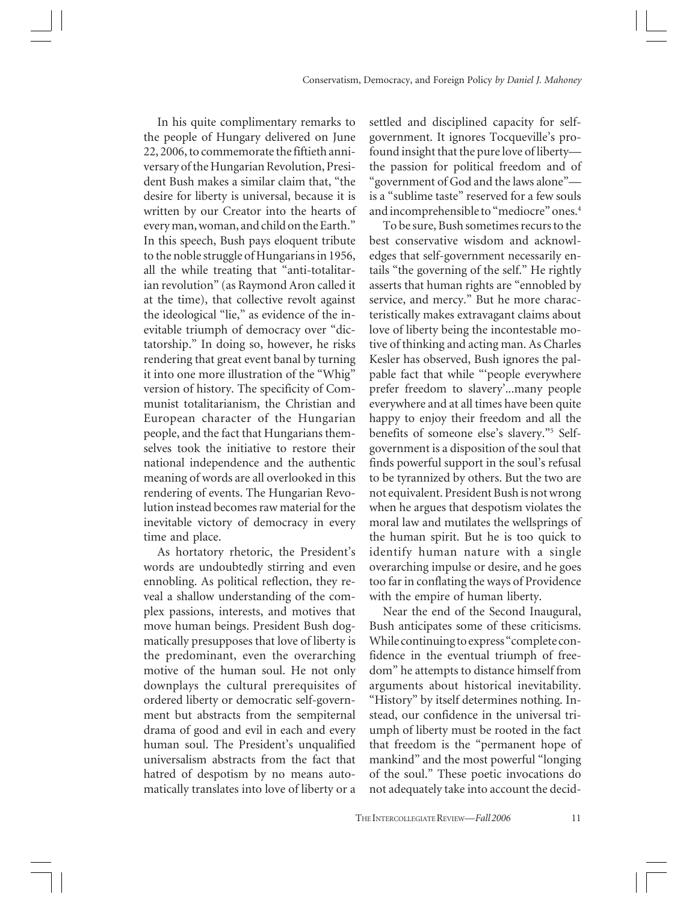In his quite complimentary remarks to the people of Hungary delivered on June 22, 2006, to commemorate the fiftieth anniversary of the Hungarian Revolution, President Bush makes a similar claim that, "the desire for liberty is universal, because it is written by our Creator into the hearts of every man, woman, and child on the Earth." In this speech, Bush pays eloquent tribute to the noble struggle of Hungarians in 1956, all the while treating that "anti-totalitarian revolution" (as Raymond Aron called it at the time), that collective revolt against the ideological "lie," as evidence of the inevitable triumph of democracy over "dictatorship." In doing so, however, he risks rendering that great event banal by turning it into one more illustration of the "Whig" version of history. The specificity of Communist totalitarianism, the Christian and European character of the Hungarian people, and the fact that Hungarians themselves took the initiative to restore their national independence and the authentic meaning of words are all overlooked in this rendering of events. The Hungarian Revolution instead becomes raw material for the inevitable victory of democracy in every time and place.

As hortatory rhetoric, the President's words are undoubtedly stirring and even ennobling. As political reflection, they reveal a shallow understanding of the complex passions, interests, and motives that move human beings. President Bush dogmatically presupposes that love of liberty is the predominant, even the overarching motive of the human soul. He not only downplays the cultural prerequisites of ordered liberty or democratic self-government but abstracts from the sempiternal drama of good and evil in each and every human soul. The President's unqualified universalism abstracts from the fact that hatred of despotism by no means automatically translates into love of liberty or a settled and disciplined capacity for self-government. It ignores Tocqueville's profound insight that the pure love of liberty—the passion for political freedom and of "government of God and the laws alone"—is a "sublime taste" reserved for a few souls and incomprehensible to "mediocre" ones.[4]

To be sure, Bush sometimes recurs to the best conservative wisdom and acknowledges that self-government necessarily entails "the governing of the self." He rightly asserts that human rights are "ennobled by service, and mercy." But he more characteristically makes extravagant claims about love of liberty being the incontestable motive of thinking and acting man. As Charles Kesler has observed, Bush ignores the palpable fact that while "'people everywhere prefer freedom to slavery'...many people everywhere and at all times have been quite happy to enjoy their freedom and all the benefits of someone else's slavery."[5] Self-government is a disposition of the soul that finds powerful support in the soul's refusal to be tyrannized by others. But the two are not equivalent. President Bush is not wrong when he argues that despotism violates the moral law and mutilates the wellsprings of the human spirit. But he is too quick to identify human nature with a single overarching impulse or desire, and he goes too far in conflating the ways of Providence with the empire of human liberty.

Near the end of the Second Inaugural, Bush anticipates some of these criticisms. While continuing to express "complete confidence in the eventual triumph of freedom" he attempts to distance himself from arguments about historical inevitability. "History" by itself determines nothing. Instead, our confidence in the universal triumph of liberty must be rooted in the fact that freedom is the "permanent hope of mankind" and the most powerful "longing of the soul." These poetic invocations do not adequately take into account the decid-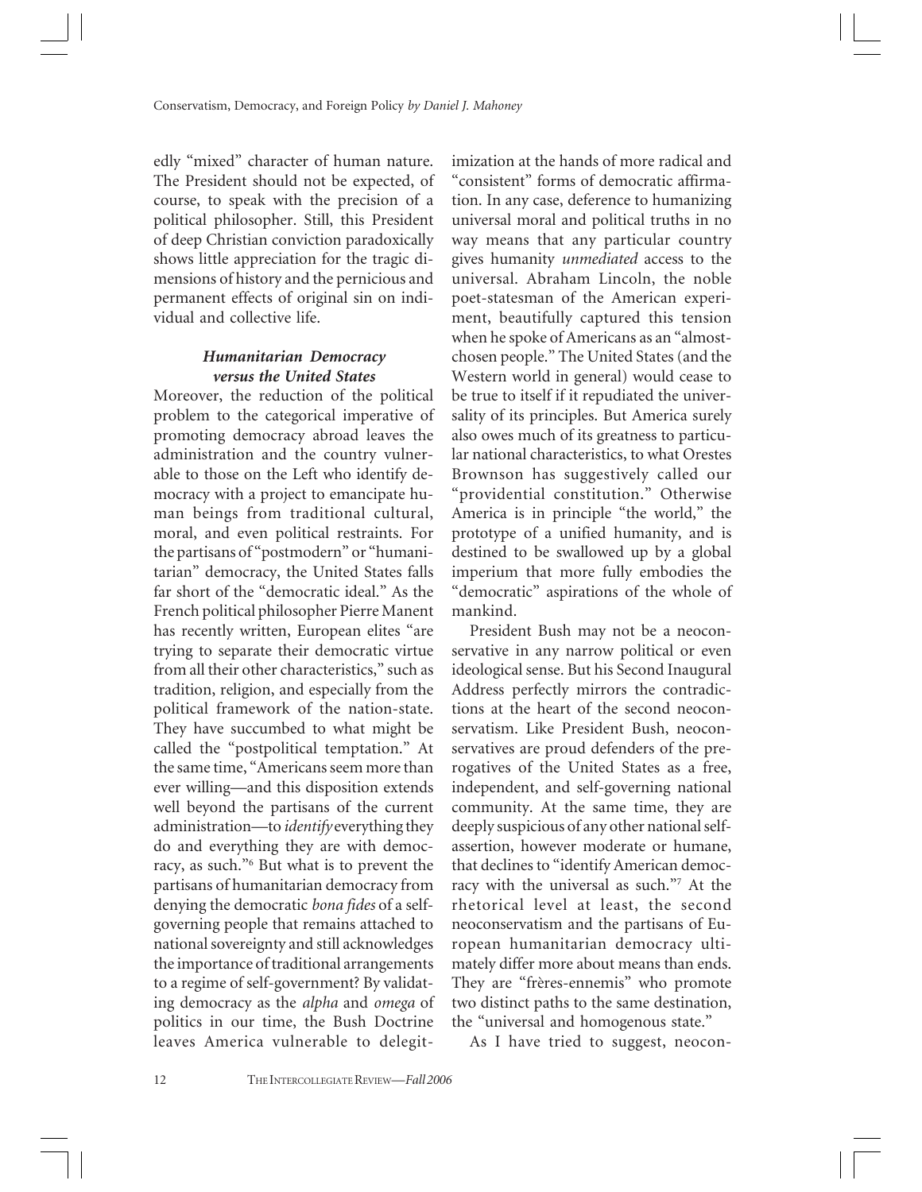edly "mixed" character of human nature. The President should not be expected, of course, to speak with the precision of a political philosopher. Still, this President of deep Christian conviction paradoxically shows little appreciation for the tragic dimensions of history and the pernicious and permanent effects of original sin on individual and collective life.

### *Humanitarian Democracy versus the United States*

Moreover, the reduction of the political problem to the categorical imperative of promoting democracy abroad leaves the administration and the country vulnerable to those on the Left who identify democracy with a project to emancipate human beings from traditional cultural, moral, and even political restraints. For the partisans of "postmodern" or "humanitarian" democracy, the United States falls far short of the "democratic ideal." As the French political philosopher Pierre Manent has recently written, European elites "are trying to separate their democratic virtue from all their other characteristics," such as tradition, religion, and especially from the political framework of the nation-state. They have succumbed to what might be called the "postpolitical temptation." At the same time, "Americans seem more than ever willing—and this disposition extends well beyond the partisans of the current administration—to *identify* everything they do and everything they are with democracy, as such."[6] But what is to prevent the partisans of humanitarian democracy from denying the democratic *bona fides* of a self-governing people that remains attached to national sovereignty and still acknowledges the importance of traditional arrangements to a regime of self-government? By validating democracy as the *alpha* and *omega* of politics in our time, the Bush Doctrine leaves America vulnerable to delegitimization at the hands of more radical and "consistent" forms of democratic affirmation. In any case, deference to humanizing universal moral and political truths in no way means that any particular country gives humanity *unmediated* access to the universal. Abraham Lincoln, the noble poet-statesman of the American experiment, beautifully captured this tension when he spoke of Americans as an "almost-chosen people." The United States (and the Western world in general) would cease to be true to itself if it repudiated the universality of its principles. But America surely also owes much of its greatness to particular national characteristics, to what Orestes Brownson has suggestively called our "providential constitution." Otherwise America is in principle "the world," the prototype of a unified humanity, and is destined to be swallowed up by a global imperium that more fully embodies the "democratic" aspirations of the whole of mankind.

President Bush may not be a neoconservative in any narrow political or even ideological sense. But his Second Inaugural Address perfectly mirrors the contradictions at the heart of the second neoconservatism. Like President Bush, neoconservatives are proud defenders of the prerogatives of the United States as a free, independent, and self-governing national community. At the same time, they are deeply suspicious of any other national self-assertion, however moderate or humane, that declines to "identify American democracy with the universal as such."[7] At the rhetorical level at least, the second neoconservatism and the partisans of European humanitarian democracy ultimately differ more about means than ends. They are "frères-ennemis" who promote two distinct paths to the same destination, the "universal and homogenous state."

As I have tried to suggest, neocon-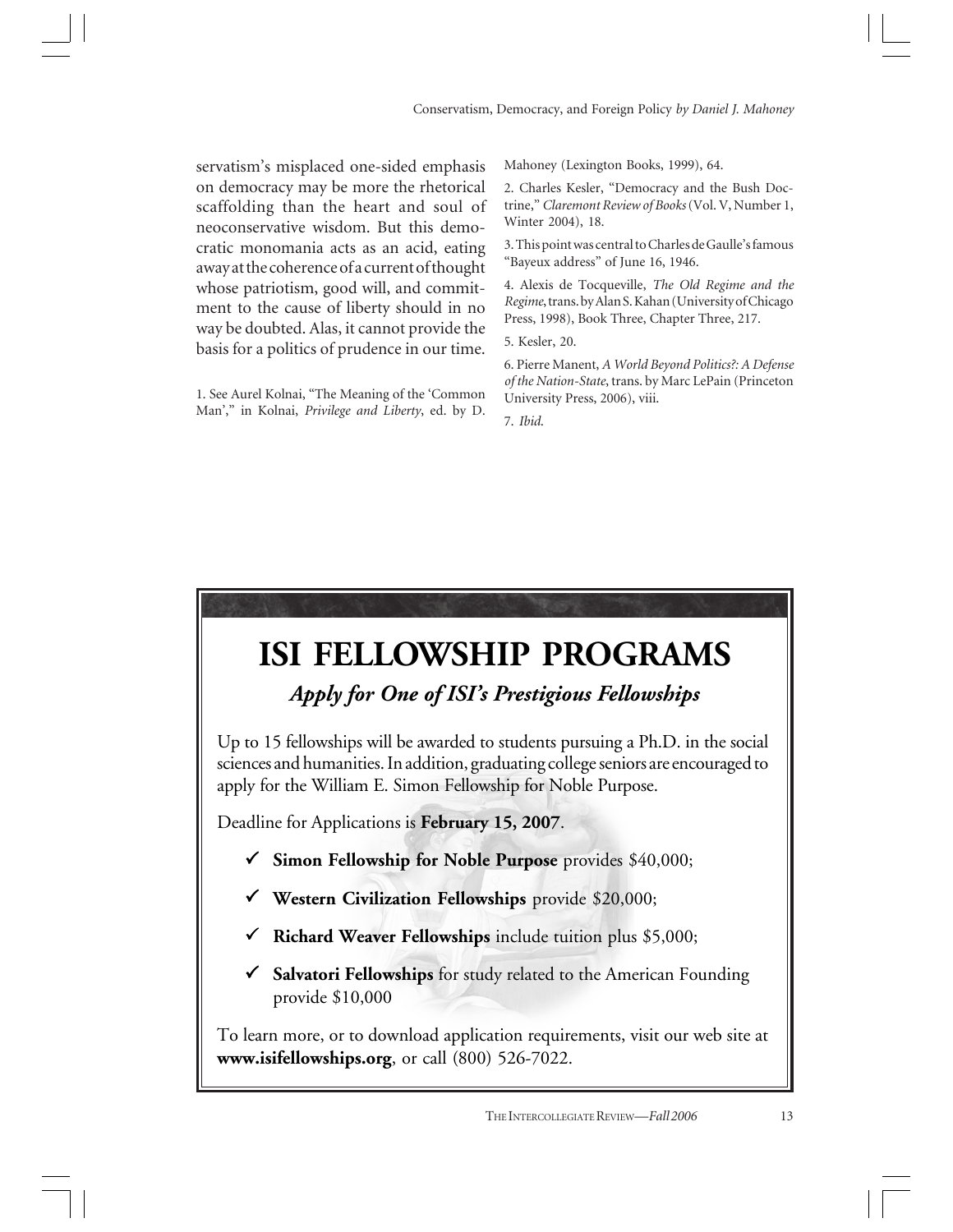servatism's misplaced one-sided emphasis on democracy may be more the rhetorical scaffolding than the heart and soul of neoconservative wisdom. But this democratic monomania acts as an acid, eating away at the coherence of a current of thought whose patriotism, good will, and commitment to the cause of liberty should in no way be doubted. Alas, it cannot provide the basis for a politics of prudence in our time.

1. See Aurel Kolnai, "The Meaning of the 'Common Man'," in Kolnai, *Privilege and Liberty*, ed. by D. Mahoney (Lexington Books, 1999), 64.

2. Charles Kesler, "Democracy and the Bush Doctrine," *Claremont Review of Books* (Vol. V, Number 1, Winter 2004), 18.

3. This point was central to Charles de Gaulle's famous "Bayeux address" of June 16, 1946.

4. Alexis de Tocqueville, *The Old Regime and the Regime*, trans. by Alan S. Kahan (University of Chicago Press, 1998), Book Three, Chapter Three, 217.

5. Kesler, 20.

6. Pierre Manent, *A World Beyond Politics?: A Defense of the Nation-State*, trans. by Marc LePain (Princeton University Press, 2006), viii.

7. *Ibid.*

# ISI FELLOWSHIP PROGRAMS

***Apply for One of ISI's Prestigious Fellowships***

Up to 15 fellowships will be awarded to students pursuing a Ph.D. in the social sciences and humanities. In addition, graduating college seniors are encouraged to apply for the William E. Simon Fellowship for Noble Purpose.

Deadline for Applications is **February 15, 2007**.

- ✓ **Simon Fellowship for Noble Purpose** provides $40,000;
- ✓ **Western Civilization Fellowships** provide $20,000;
- ✓ **Richard Weaver Fellowships** include tuition plus $5,000;
- ✓ **Salvatori Fellowships** for study related to the American Founding provide $10,000

To learn more, or to download application requirements, visit our web site at **www.isifellowships.org**, or call (800) 526-7022.